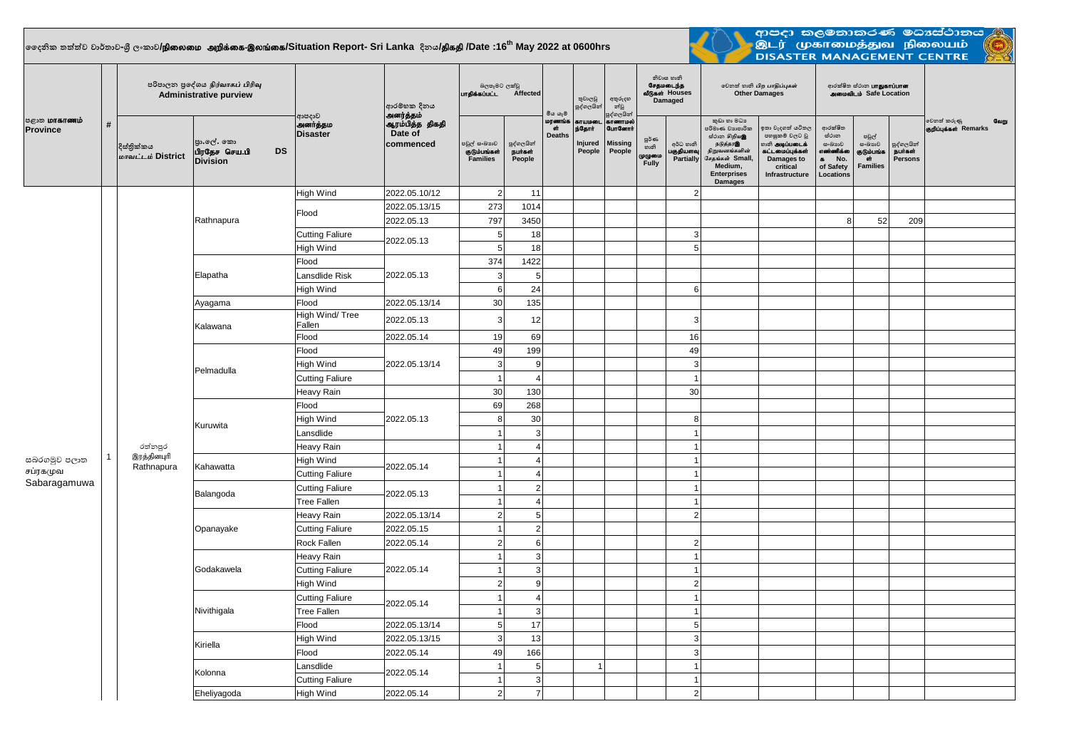# දෛනික තත්ත්ව වාර්තාව-ශ්‍රී ලංකාව/நிலைமை அறிக்கை-இலங்கை/Situation Report- Sri Lanka දිනය/திகதி /Date :16th May 2022 at 0600hrs

ආපදා කළමනාකරණ මධ්‍යස්ථානය
இடர் முகாமைத்துவ நிலையம்
DISASTER MANAGEMENT CENTRE

| පළාත மாகாணம் Province | # | පරිපාලන ප්‍රදේශය நிர்வாகப் பிரிவு Administrative purview | | ආපදාව அனர்த்தம Disaster | ආරම්භක දිනය அனர்த்தம் ஆரம்பித்த திகதி Date of commenced | බලපෑමට ලක්වූ பாதிக்கப்பட்ட Affected | | මිය යෑම් மரணங்கள் Deaths | තුවාලවූ පුද්ගලයින් காயமடைந்தோர் Injured People | අතුරුදහන්වූ පුද්ගලයින් காணாமல் போனோர் Missing People | නිවාස හානි சேதமடைந்த வீடுகள் Houses Damaged | | වෙනත් හානි பிற பாதிப்புகள் Other Damages | | ආරක්ෂිත ස්ථාන பாதுகாப்பான அமைவிடம் Safe Location | | | වෙනත් කරුණු வேறு குறிப்புக்கள் Remarks |
|---|---|---|---|---|---|---|---|---|---|---|---|---|---|---|---|---|---|---|
| | | දිස්ත්‍රික්කය மாவட்டம் District | ප්‍රා.ලේ. කො பிரதேச செய.பி DS Division | | | පවුල් සංඛ්‍යාව குடும்பங்கள் Families | පුද්ගලයින් நபர்கள் People | | | | පූර්ණ හානි முழுமை Fully | අර්ධ හානි பகுதியளவு Partially | කුඩා හා මධ්‍ය පරිමාණ ව්‍යාපාරික ස්ථාන සිදුවූ හානි சிறு/நடுத்தர நிறுவனங்களின் சேதங்கள் Small, Medium, Enterprises Damages | ඉතා වැදගත් යටිතල පහසුකම් වලට වූ හානි அடிப்படைக் கட்டமைப்புக்கள் Damages to critical Infrastructure | ආරක්ෂිත ස්ථාන සංඛ්‍යාව எண்ணிக்கை No. of Safety Locations | පවුල් සංඛ්‍යාව குடும்பங்கள் Families | පුද්ගලයින් நபர்கள் Persons | |
| සබරගමුව පළාත சப்ரகமுவ Sabaragamuwa | 1 | රත්නපුර இரத்தினபுரி Rathnapura | Rathnapura | High Wind | 2022.05.10/12 | 2 | 11 | | | | | 2 | | | | | | |
| | | | | Flood | 2022.05.13/15 | 273 | 1014 | | | | | | | | | | | |
| | | | | | 2022.05.13 | 797 | 3450 | | | | | | | | 8 | 52 | 209 | |
| | | | | Cutting Faliure | 2022.05.13 | 5 | 18 | | | | | 3 | | | | | | |
| | | | | High Wind | | 5 | 18 | | | | | 5 | | | | | | |
| | | | Elapatha | Flood | 2022.05.13 | 374 | 1422 | | | | | | | | | | | |
| | | | | Lansdlide Risk | | 3 | 5 | | | | | | | | | | | |
| | | | | High Wind | | 6 | 24 | | | | | 6 | | | | | | |
| | | | Ayagama | Flood | 2022.05.13/14 | 30 | 135 | | | | | | | | | | | |
| | | | Kalawana | High Wind/ Tree Fallen | 2022.05.13 | 3 | 12 | | | | | 3 | | | | | | |
| | | | | Flood | 2022.05.14 | 19 | 69 | | | | | 16 | | | | | | |
| | | | Pelmadulla | Flood | 2022.05.13/14 | 49 | 199 | | | | | 49 | | | | | | |
| | | | | High Wind | | 3 | 9 | | | | | 3 | | | | | | |
| | | | | Cutting Faliure | | 1 | 4 | | | | | 1 | | | | | | |
| | | | | Heavy Rain | | 30 | 130 | | | | | 30 | | | | | | |
| | | | Kuruwita | Flood | 2022.05.13 | 69 | 268 | | | | | | | | | | | |
| | | | | High Wind | | 8 | 30 | | | | | 8 | | | | | | |
| | | | | Lansdlide | | 1 | 3 | | | | | 1 | | | | | | |
| | | | | Heavy Rain | | 1 | 4 | | | | | 1 | | | | | | |
| | | | Kahawatta | High Wind | 2022.05.14 | 1 | 4 | | | | | 1 | | | | | | |
| | | | | Cutting Faliure | | 1 | 4 | | | | | 1 | | | | | | |
| | | | Balangoda | Cutting Faliure | 2022.05.13 | 1 | 2 | | | | | 1 | | | | | | |
| | | | | Tree Fallen | | 1 | 4 | | | | | 1 | | | | | | |
| | | | Opanayake | Heavy Rain | 2022.05.13/14 | 2 | 5 | | | | | 2 | | | | | | |
| | | | | Cutting Faliure | 2022.05.15 | 1 | 2 | | | | | | | | | | | |
| | | | | Rock Fallen | 2022.05.14 | 2 | 6 | | | | | 2 | | | | | | |
| | | | Godakawela | Heavy Rain | 2022.05.14 | 1 | 3 | | | | | 1 | | | | | | |
| | | | | Cutting Faliure | | 1 | 3 | | | | | 1 | | | | | | |
| | | | | High Wind | | 2 | 9 | | | | | 2 | | | | | | |
| | | | Nivithigala | Cutting Faliure | 2022.05.14 | 1 | 4 | | | | | 1 | | | | | | |
| | | | | Tree Fallen | | 1 | 3 | | | | | 1 | | | | | | |
| | | | | Flood | 2022.05.13/14 | 5 | 17 | | | | | 5 | | | | | | |
| | | | Kiriella | High Wind | 2022.05.13/15 | 3 | 13 | | | | | 3 | | | | | | |
| | | | | Flood | 2022.05.14 | 49 | 166 | | | | | 3 | | | | | | |
| | | | Kolonna | Lansdlide | 2022.05.14 | 1 | 5 | | 1 | | | 1 | | | | | | |
| | | | | Cutting Faliure | | 1 | 3 | | | | | 1 | | | | | | |
| | | | Eheliyagoda | High Wind | 2022.05.14 | 2 | 7 | | | | | 2 | | | | | | |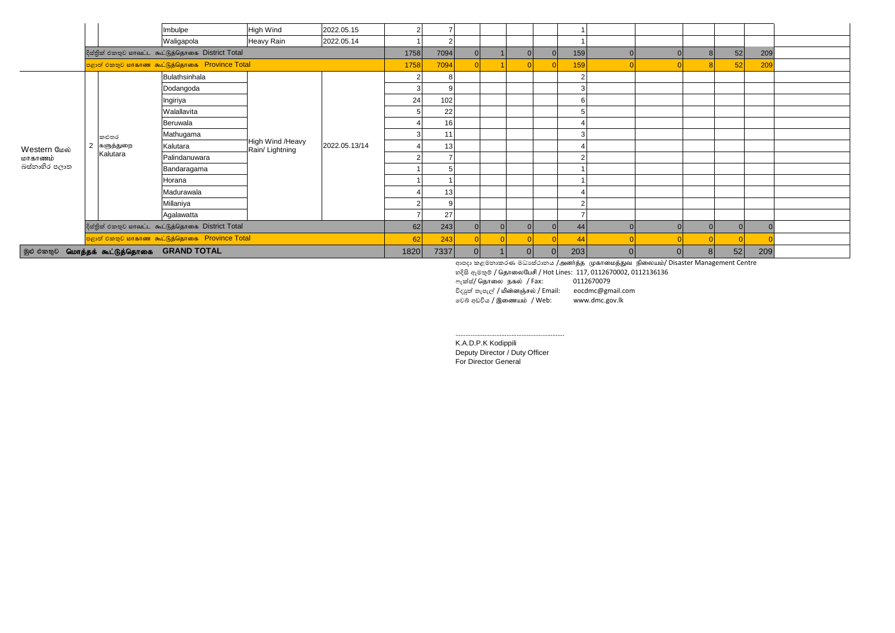| | | | | | | | | | | | | | | | | | | |
|---|---|---|---|---|---|---|---|---|---|---|---|---|---|---|---|---|---|---|
| | | | Imbulpe | High Wind | 2022.05.15 | 2 | 7 | | | | | 1 | | | | | | |
| | | | Waligapola | Heavy Rain | 2022.05.14 | 1 | 2 | | | | | 1 | | | | | | |
| | | දිස්ත්‍රික් එකතුව மாவட்ட கூட்டுத்தொகை District Total | | | | 1758 | 7094 | 0 | 1 | 0 | 0 | 159 | 0 | 0 | 8 | 52 | 209 | |
| | | පළාත් එකතුව மாகாண கூட்டுத்தொகை Province Total | | | | 1758 | 7094 | 0 | 1 | 0 | 0 | 159 | 0 | 0 | 8 | 52 | 209 | |
| Western மேல் மாகாணம் බස්නාහිර පළාත | 2 | කළුතර களுத்துறை Kalutara | Bulathsinhala | High Wind /Heavy Rain/ Lightning | 2022.05.13/14 | 2 | 8 | | | | | 2 | | | | | | |
| | | | Dodangoda | | | 3 | 9 | | | | | 3 | | | | | | |
| | | | Ingiriya | | | 24 | 102 | | | | | 6 | | | | | | |
| | | | Walallavita | | | 5 | 22 | | | | | 5 | | | | | | |
| | | | Beruwala | | | 4 | 16 | | | | | 4 | | | | | | |
| | | | Mathugama | | | 3 | 11 | | | | | 3 | | | | | | |
| | | | Kalutara | | | 4 | 13 | | | | | 4 | | | | | | |
| | | | Palindanuwara | | | 2 | 7 | | | | | 2 | | | | | | |
| | | | Bandaragama | | | 1 | 5 | | | | | 1 | | | | | | |
| | | | Horana | | | 1 | 1 | | | | | 1 | | | | | | |
| | | | Madurawala | | | 4 | 13 | | | | | 4 | | | | | | |
| | | | Millaniya | | | 2 | 9 | | | | | 2 | | | | | | |
| | | | Agalawatta | | | 7 | 27 | | | | | 7 | | | | | | |
| | | දිස්ත්‍රික් එකතුව மாவட்ட கூட்டுத்தொகை District Total | | | | 62 | 243 | 0 | 0 | 0 | 0 | 44 | 0 | 0 | 0 | 0 | 0 | |
| | | පළාත් එකතුව மாகாண கூட்டுத்தொகை Province Total | | | | 62 | 243 | 0 | 0 | 0 | 0 | 44 | 0 | 0 | 0 | 0 | 0 | |
| මුළු එකතුව மொத்தக் கூட்டுத்தொகை GRAND TOTAL | | | | | | 1820 | 7337 | 0 | 1 | 0 | 0 | 203 | 0 | 0 | 8 | 52 | 209 | |

ආපදා කළමනාකරණ මධ්‍යස්ථානය /அனர்த்த முகாமைத்துவ நிலையம்/ Disaster Management Centre
හදිසි ඇමතුම් / தொலைபேசி / Hot Lines: 117, 0112670002, 0112136136
ෆැක්ස්/ தொலை நகல் / Fax: 0112670079
විද්‍යුත් තැපැල් / மின்னஞ்சல் / Email: eocdmc@gmail.com
වෙබ් අඩවිය / இணையம் / Web: www.dmc.gov.lk

..............................................................
K.A.D.P.K Kodippili
Deputy Director / Duty Officer
For Director General